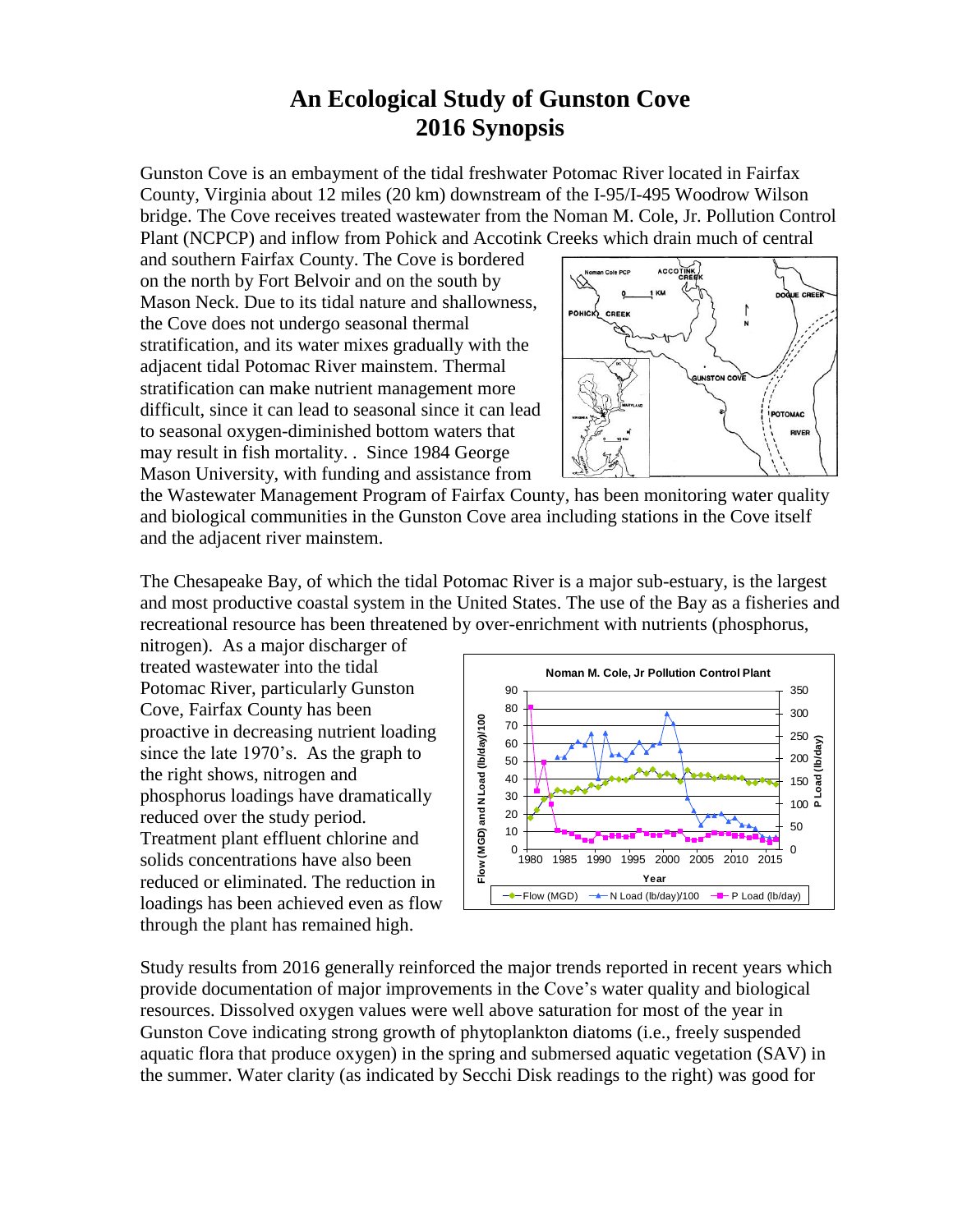# An Ecological Study of Gunston Cove
# 2016 Synopsis

Gunston Cove is an embayment of the tidal freshwater Potomac River located in Fairfax County, Virginia about 12 miles (20 km) downstream of the I-95/I-495 Woodrow Wilson bridge. The Cove receives treated wastewater from the Noman M. Cole, Jr. Pollution Control Plant (NCPCP) and inflow from Pohick and Accotink Creeks which drain much of central and southern Fairfax County. The Cove is bordered on the north by Fort Belvoir and on the south by Mason Neck. Due to its tidal nature and shallowness, the Cove does not undergo seasonal thermal stratification, and its water mixes gradually with the adjacent tidal Potomac River mainstem. Thermal stratification can make nutrient management more difficult, since it can lead to seasonal since it can lead to seasonal oxygen-diminished bottom waters that may result in fish mortality. . Since 1984 George Mason University, with funding and assistance from the Wastewater Management Program of Fairfax County, has been monitoring water quality and biological communities in the Gunston Cove area including stations in the Cove itself and the adjacent river mainstem.

The Chesapeake Bay, of which the tidal Potomac River is a major sub-estuary, is the largest and most productive coastal system in the United States. The use of the Bay as a fisheries and recreational resource has been threatened by over-enrichment with nutrients (phosphorus, nitrogen). As a major discharger of treated wastewater into the tidal Potomac River, particularly Gunston Cove, Fairfax County has been proactive in decreasing nutrient loading since the late 1970's. As the graph to the right shows, nitrogen and phosphorus loadings have dramatically reduced over the study period. Treatment plant effluent chlorine and solids concentrations have also been reduced or eliminated. The reduction in loadings has been achieved even as flow through the plant has remained high.

Study results from 2016 generally reinforced the major trends reported in recent years which provide documentation of major improvements in the Cove's water quality and biological resources. Dissolved oxygen values were well above saturation for most of the year in Gunston Cove indicating strong growth of phytoplankton diatoms (i.e., freely suspended aquatic flora that produce oxygen) in the spring and submersed aquatic vegetation (SAV) in the summer. Water clarity (as indicated by Secchi Disk readings to the right) was good for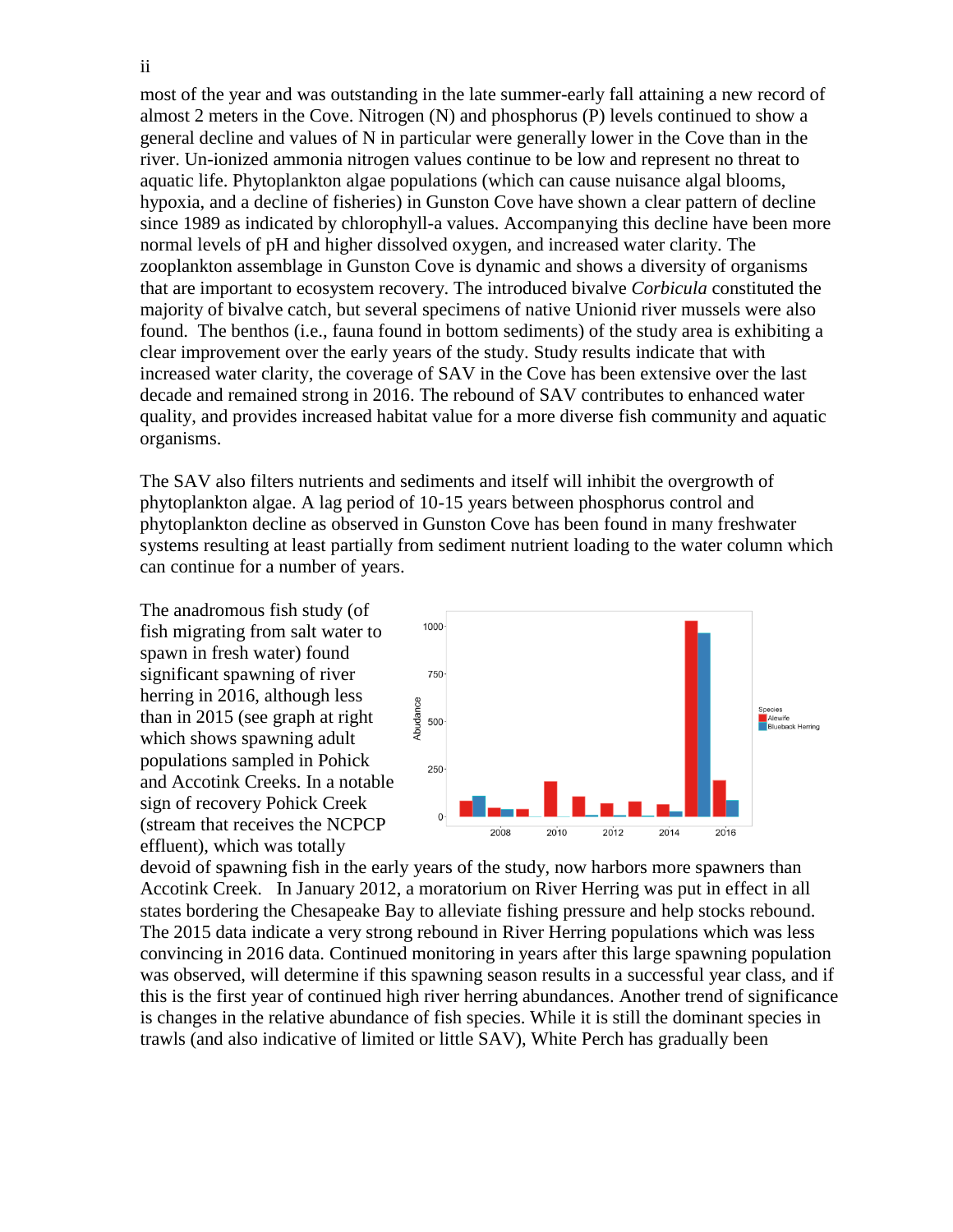most of the year and was outstanding in the late summer-early fall attaining a new record of almost 2 meters in the Cove. Nitrogen (N) and phosphorus (P) levels continued to show a general decline and values of N in particular were generally lower in the Cove than in the river. Un-ionized ammonia nitrogen values continue to be low and represent no threat to aquatic life. Phytoplankton algae populations (which can cause nuisance algal blooms, hypoxia, and a decline of fisheries) in Gunston Cove have shown a clear pattern of decline since 1989 as indicated by chlorophyll-a values. Accompanying this decline have been more normal levels of pH and higher dissolved oxygen, and increased water clarity. The zooplankton assemblage in Gunston Cove is dynamic and shows a diversity of organisms that are important to ecosystem recovery. The introduced bivalve *Corbicula* constituted the majority of bivalve catch, but several specimens of native Unionid river mussels were also found. The benthos (i.e., fauna found in bottom sediments) of the study area is exhibiting a clear improvement over the early years of the study. Study results indicate that with increased water clarity, the coverage of SAV in the Cove has been extensive over the last decade and remained strong in 2016. The rebound of SAV contributes to enhanced water quality, and provides increased habitat value for a more diverse fish community and aquatic organisms.

The SAV also filters nutrients and sediments and itself will inhibit the overgrowth of phytoplankton algae. A lag period of 10-15 years between phosphorus control and phytoplankton decline as observed in Gunston Cove has been found in many freshwater systems resulting at least partially from sediment nutrient loading to the water column which can continue for a number of years.

The anadromous fish study (of fish migrating from salt water to spawn in fresh water) found significant spawning of river herring in 2016, although less than in 2015 (see graph at right which shows spawning adult populations sampled in Pohick and Accotink Creeks. In a notable sign of recovery Pohick Creek (stream that receives the NCPCP effluent), which was totally devoid of spawning fish in the early years of the study, now harbors more spawners than Accotink Creek. In January 2012, a moratorium on River Herring was put in effect in all states bordering the Chesapeake Bay to alleviate fishing pressure and help stocks rebound. The 2015 data indicate a very strong rebound in River Herring populations which was less convincing in 2016 data. Continued monitoring in years after this large spawning population was observed, will determine if this spawning season results in a successful year class, and if this is the first year of continued high river herring abundances. Another trend of significance is changes in the relative abundance of fish species. While it is still the dominant species in trawls (and also indicative of limited or little SAV), White Perch has gradually been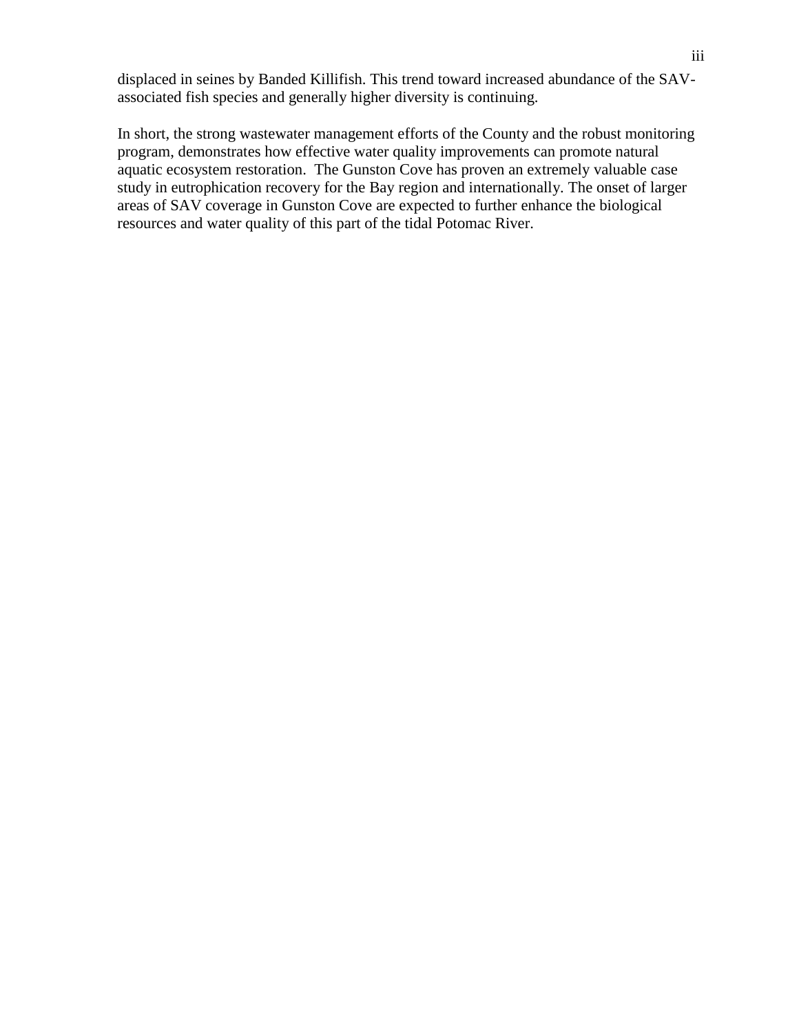displaced in seines by Banded Killifish. This trend toward increased abundance of the SAV-associated fish species and generally higher diversity is continuing.

In short, the strong wastewater management efforts of the County and the robust monitoring program, demonstrates how effective water quality improvements can promote natural aquatic ecosystem restoration. The Gunston Cove has proven an extremely valuable case study in eutrophication recovery for the Bay region and internationally. The onset of larger areas of SAV coverage in Gunston Cove are expected to further enhance the biological resources and water quality of this part of the tidal Potomac River.